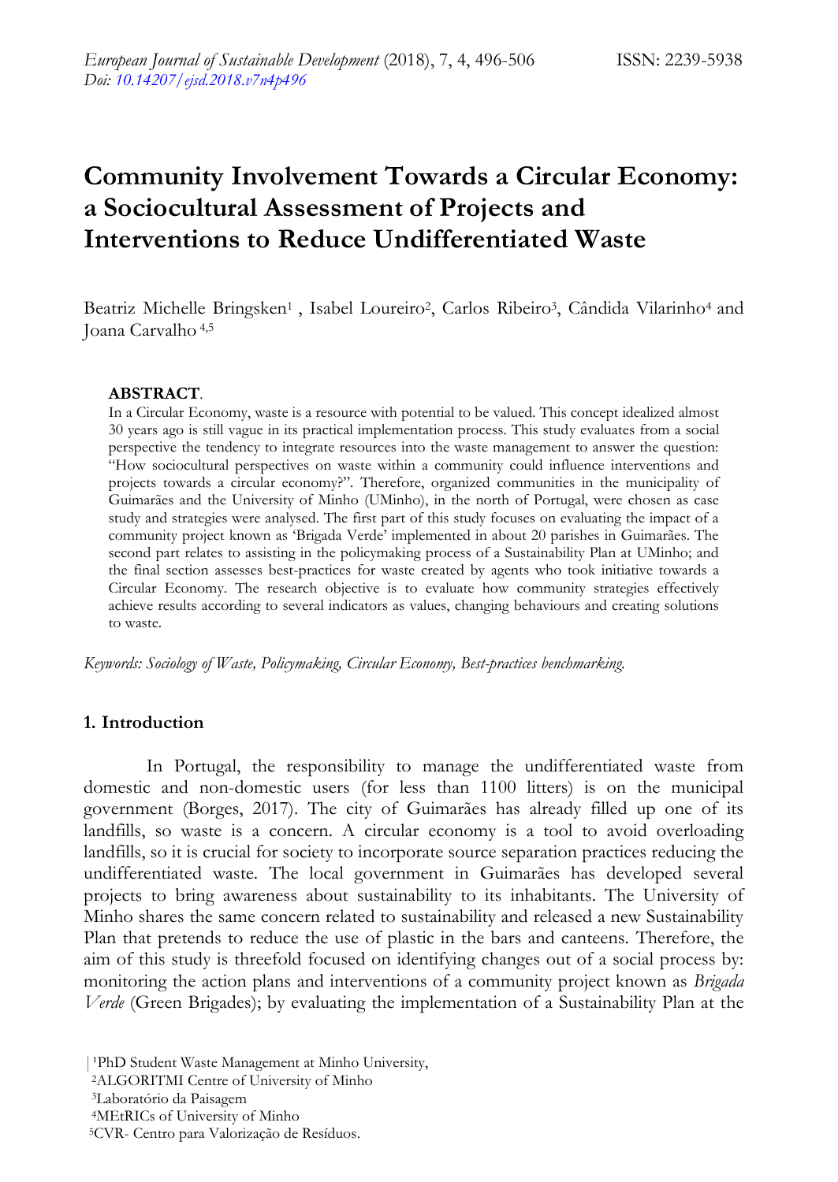# Community Involvement Towards a Circular Economy: a Sociocultural Assessment of Projects and Interventions to Reduce Undifferentiated Waste

Beatriz Michelle Bringsken[1] , Isabel Loureiro[2], Carlos Ribeiro[3], Cândida Vilarinho[4] and Joana Carvalho [4,5]

**ABSTRACT**.

In a Circular Economy, waste is a resource with potential to be valued. This concept idealized almost 30 years ago is still vague in its practical implementation process. This study evaluates from a social perspective the tendency to integrate resources into the waste management to answer the question: "How sociocultural perspectives on waste within a community could influence interventions and projects towards a circular economy?". Therefore, organized communities in the municipality of Guimarães and the University of Minho (UMinho), in the north of Portugal, were chosen as case study and strategies were analysed. The first part of this study focuses on evaluating the impact of a community project known as 'Brigada Verde' implemented in about 20 parishes in Guimarães. The second part relates to assisting in the policymaking process of a Sustainability Plan at UMinho; and the final section assesses best-practices for waste created by agents who took initiative towards a Circular Economy. The research objective is to evaluate how community strategies effectively achieve results according to several indicators as values, changing behaviours and creating solutions to waste.

*Keywords: Sociology of Waste, Policymaking, Circular Economy, Best-practices benchmarking.*

## 1. Introduction

In Portugal, the responsibility to manage the undifferentiated waste from domestic and non-domestic users (for less than 1100 litters) is on the municipal government (Borges, 2017). The city of Guimarães has already filled up one of its landfills, so waste is a concern. A circular economy is a tool to avoid overloading landfills, so it is crucial for society to incorporate source separation practices reducing the undifferentiated waste. The local government in Guimarães has developed several projects to bring awareness about sustainability to its inhabitants. The University of Minho shares the same concern related to sustainability and released a new Sustainability Plan that pretends to reduce the use of plastic in the bars and canteens. Therefore, the aim of this study is threefold focused on identifying changes out of a social process by: monitoring the action plans and interventions of a community project known as *Brigada Verde* (Green Brigades); by evaluating the implementation of a Sustainability Plan at the

[1]PhD Student Waste Management at Minho University,
[2]ALGORITMI Centre of University of Minho
[3]Laboratório da Paisagem
[4]MEtRICs of University of Minho
[5]CVR- Centro para Valorização de Resíduos.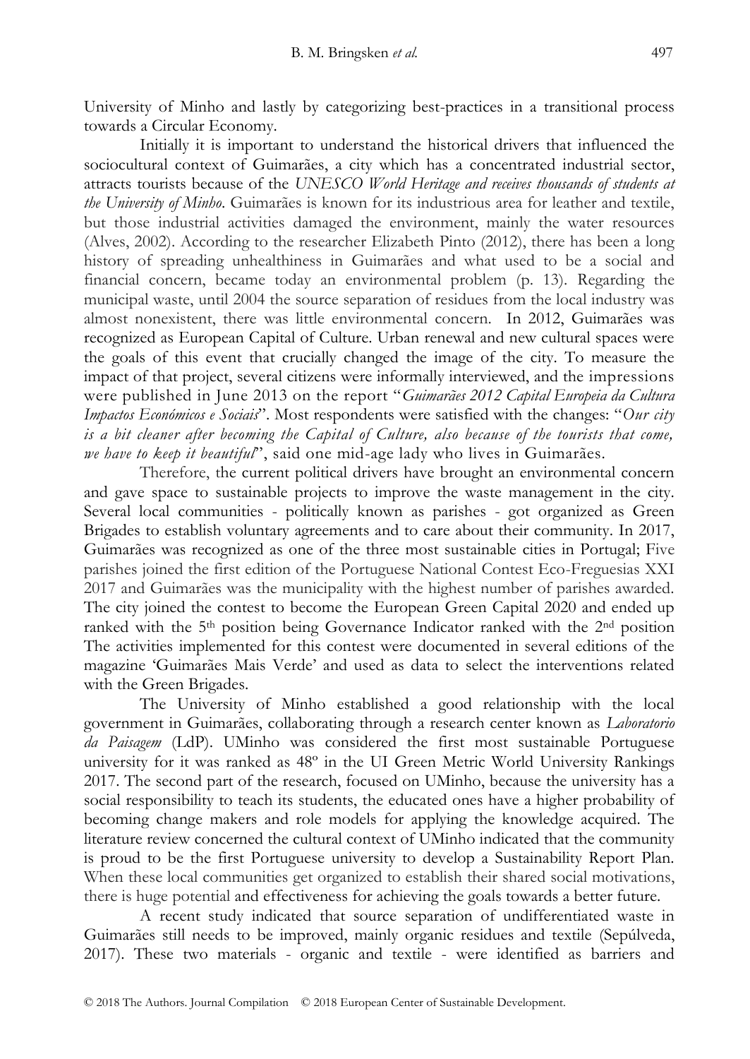University of Minho and lastly by categorizing best-practices in a transitional process towards a Circular Economy.

Initially it is important to understand the historical drivers that influenced the sociocultural context of Guimarães, a city which has a concentrated industrial sector, attracts tourists because of the *UNESCO World Heritage and receives thousands of students at the University of Minho*. Guimarães is known for its industrious area for leather and textile, but those industrial activities damaged the environment, mainly the water resources (Alves, 2002). According to the researcher Elizabeth Pinto (2012), there has been a long history of spreading unhealthiness in Guimarães and what used to be a social and financial concern, became today an environmental problem (p. 13). Regarding the municipal waste, until 2004 the source separation of residues from the local industry was almost nonexistent, there was little environmental concern. In 2012, Guimarães was recognized as European Capital of Culture. Urban renewal and new cultural spaces were the goals of this event that crucially changed the image of the city. To measure the impact of that project, several citizens were informally interviewed, and the impressions were published in June 2013 on the report "*Guimarães 2012 Capital Europeia da Cultura Impactos Económicos e Sociais*". Most respondents were satisfied with the changes: "*Our city is a bit cleaner after becoming the Capital of Culture, also because of the tourists that come, we have to keep it beautiful*", said one mid-age lady who lives in Guimarães.

Therefore, the current political drivers have brought an environmental concern and gave space to sustainable projects to improve the waste management in the city. Several local communities - politically known as parishes - got organized as Green Brigades to establish voluntary agreements and to care about their community. In 2017, Guimarães was recognized as one of the three most sustainable cities in Portugal; Five parishes joined the first edition of the Portuguese National Contest Eco-Freguesias XXI 2017 and Guimarães was the municipality with the highest number of parishes awarded. The city joined the contest to become the European Green Capital 2020 and ended up ranked with the 5th position being Governance Indicator ranked with the 2nd position The activities implemented for this contest were documented in several editions of the magazine 'Guimarães Mais Verde' and used as data to select the interventions related with the Green Brigades.

The University of Minho established a good relationship with the local government in Guimarães, collaborating through a research center known as *Laboratorio da Paisagem* (LdP). UMinho was considered the first most sustainable Portuguese university for it was ranked as 48º in the UI Green Metric World University Rankings 2017. The second part of the research, focused on UMinho, because the university has a social responsibility to teach its students, the educated ones have a higher probability of becoming change makers and role models for applying the knowledge acquired. The literature review concerned the cultural context of UMinho indicated that the community is proud to be the first Portuguese university to develop a Sustainability Report Plan. When these local communities get organized to establish their shared social motivations, there is huge potential and effectiveness for achieving the goals towards a better future.

A recent study indicated that source separation of undifferentiated waste in Guimarães still needs to be improved, mainly organic residues and textile (Sepúlveda, 2017). These two materials - organic and textile - were identified as barriers and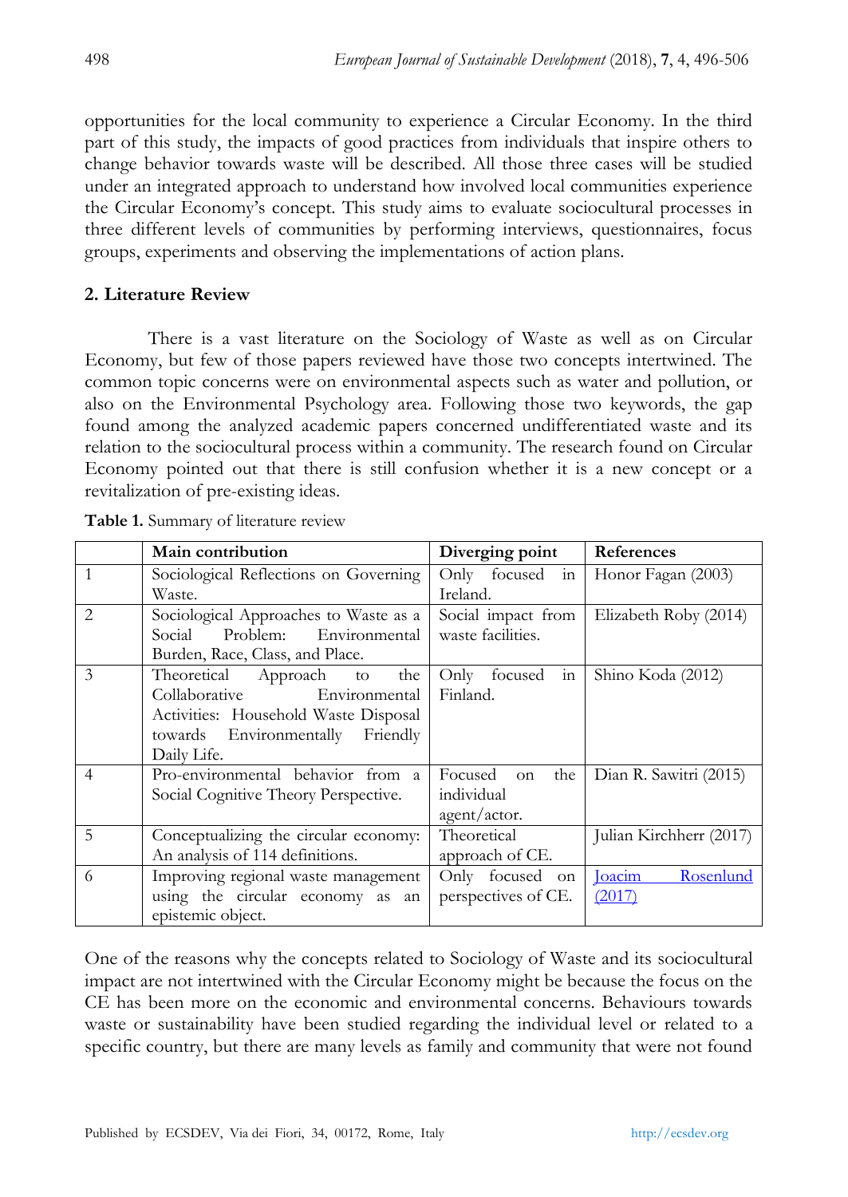opportunities for the local community to experience a Circular Economy. In the third part of this study, the impacts of good practices from individuals that inspire others to change behavior towards waste will be described. All those three cases will be studied under an integrated approach to understand how involved local communities experience the Circular Economy's concept. This study aims to evaluate sociocultural processes in three different levels of communities by performing interviews, questionnaires, focus groups, experiments and observing the implementations of action plans.

## 2. Literature Review

There is a vast literature on the Sociology of Waste as well as on Circular Economy, but few of those papers reviewed have those two concepts intertwined. The common topic concerns were on environmental aspects such as water and pollution, or also on the Environmental Psychology area. Following those two keywords, the gap found among the analyzed academic papers concerned undifferentiated waste and its relation to the sociocultural process within a community. The research found on Circular Economy pointed out that there is still confusion whether it is a new concept or a revitalization of pre-existing ideas.

**Table 1.** Summary of literature review

| | Main contribution | Diverging point | References |
|---|---|---|---|
| 1 | Sociological Reflections on Governing Waste. | Only focused in Ireland. | Honor Fagan (2003) |
| 2 | Sociological Approaches to Waste as a Social Problem: Environmental Burden, Race, Class, and Place. | Social impact from waste facilities. | Elizabeth Roby (2014) |
| 3 | Theoretical Approach to the Collaborative Environmental Activities: Household Waste Disposal towards Environmentally Friendly Daily Life. | Only focused in Finland. | Shino Koda (2012) |
| 4 | Pro-environmental behavior from a Social Cognitive Theory Perspective. | Focused on the individual agent/actor. | Dian R. Sawitri (2015) |
| 5 | Conceptualizing the circular economy: An analysis of 114 definitions. | Theoretical approach of CE. | Julian Kirchherr (2017) |
| 6 | Improving regional waste management using the circular economy as an epistemic object. | Only focused on perspectives of CE. | Joacim Rosenlund (2017) |

One of the reasons why the concepts related to Sociology of Waste and its sociocultural impact are not intertwined with the Circular Economy might be because the focus on the CE has been more on the economic and environmental concerns. Behaviours towards waste or sustainability have been studied regarding the individual level or related to a specific country, but there are many levels as family and community that were not found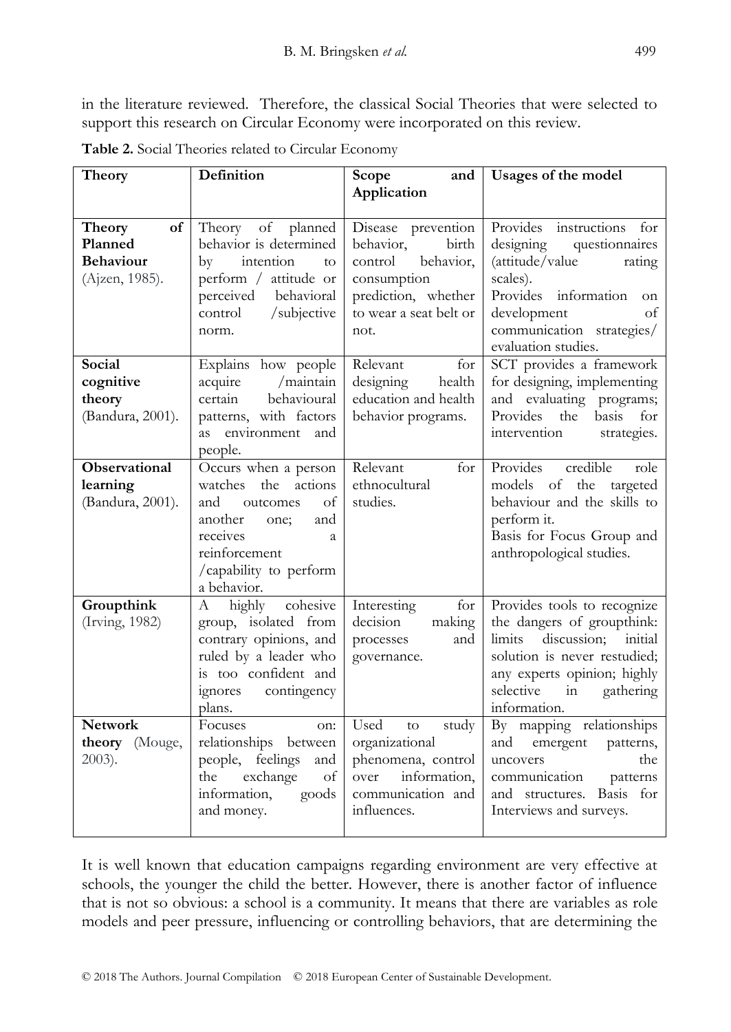in the literature reviewed. Therefore, the classical Social Theories that were selected to support this research on Circular Economy were incorporated on this review.

**Table 2.** Social Theories related to Circular Economy

| **Theory** | **Definition** | **Scope and Application** | **Usages of the model** |
|---|---|---|---|
| **Theory of Planned Behaviour** (Ajzen, 1985). | Theory of planned behavior is determined by intention to perform / attitude or perceived behavioral control /subjective norm. | Disease prevention behavior, birth control behavior, consumption prediction, whether to wear a seat belt or not. | Provides instructions for designing questionnaires (attitude/value rating scales). Provides information on development of communication strategies/ evaluation studies. |
| **Social cognitive theory** (Bandura, 2001). | Explains how people acquire /maintain certain behavioural patterns, with factors as environment and people. | Relevant for designing health education and health behavior programs. | SCT provides a framework for designing, implementing and evaluating programs; Provides the basis for intervention strategies. |
| **Observational learning** (Bandura, 2001). | Occurs when a person watches the actions and outcomes of another one; and receives a reinforcement /capability to perform a behavior. | Relevant for ethnocultural studies. | Provides credible role models of the targeted behaviour and the skills to perform it. Basis for Focus Group and anthropological studies. |
| **Groupthink** (Irving, 1982) | A highly cohesive group, isolated from contrary opinions, and ruled by a leader who is too confident and ignores contingency plans. | Interesting for decision making processes and governance. | Provides tools to recognize the dangers of groupthink: limits discussion; initial solution is never restudied; any experts opinion; highly selective in gathering information. |
| **Network theory** (Mouge, 2003). | Focuses on: relationships between people, feelings and the exchange of information, goods and money. | Used to study organizational phenomena, control over information, communication and influences. | By mapping relationships and emergent patterns, uncovers the communication patterns and structures. Basis for Interviews and surveys. |

It is well known that education campaigns regarding environment are very effective at schools, the younger the child the better. However, there is another factor of influence that is not so obvious: a school is a community. It means that there are variables as role models and peer pressure, influencing or controlling behaviors, that are determining the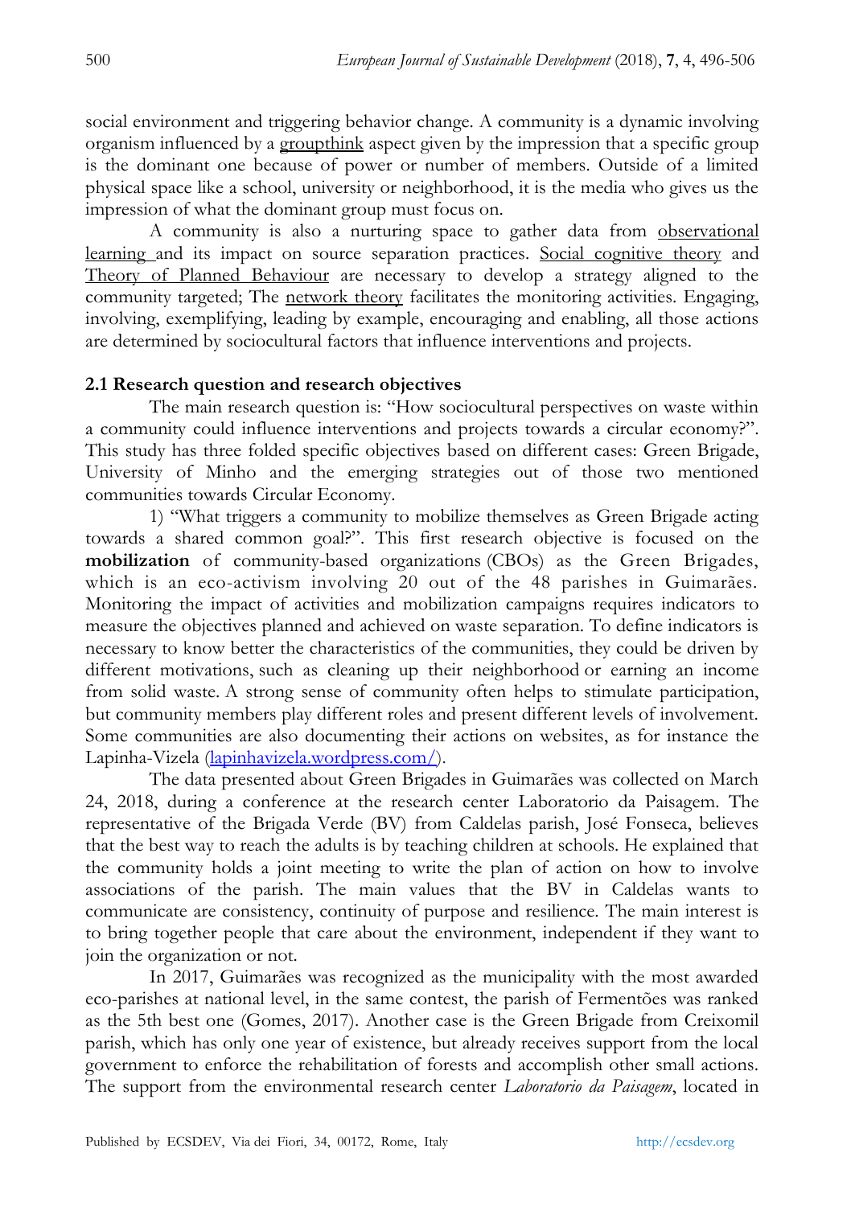social environment and triggering behavior change. A community is a dynamic involving organism influenced by a groupthink aspect given by the impression that a specific group is the dominant one because of power or number of members. Outside of a limited physical space like a school, university or neighborhood, it is the media who gives us the impression of what the dominant group must focus on.

A community is also a nurturing space to gather data from observational learning and its impact on source separation practices. Social cognitive theory and Theory of Planned Behaviour are necessary to develop a strategy aligned to the community targeted; The network theory facilitates the monitoring activities. Engaging, involving, exemplifying, leading by example, encouraging and enabling, all those actions are determined by sociocultural factors that influence interventions and projects.

### 2.1 Research question and research objectives

The main research question is: "How sociocultural perspectives on waste within a community could influence interventions and projects towards a circular economy?". This study has three folded specific objectives based on different cases: Green Brigade, University of Minho and the emerging strategies out of those two mentioned communities towards Circular Economy.

1) "What triggers a community to mobilize themselves as Green Brigade acting towards a shared common goal?". This first research objective is focused on the **mobilization** of community-based organizations (CBOs) as the Green Brigades, which is an eco-activism involving 20 out of the 48 parishes in Guimarães. Monitoring the impact of activities and mobilization campaigns requires indicators to measure the objectives planned and achieved on waste separation. To define indicators is necessary to know better the characteristics of the communities, they could be driven by different motivations, such as cleaning up their neighborhood or earning an income from solid waste. A strong sense of community often helps to stimulate participation, but community members play different roles and present different levels of involvement. Some communities are also documenting their actions on websites, as for instance the Lapinha-Vizela (lapinhavizela.wordpress.com/).

The data presented about Green Brigades in Guimarães was collected on March 24, 2018, during a conference at the research center Laboratorio da Paisagem. The representative of the Brigada Verde (BV) from Caldelas parish, José Fonseca, believes that the best way to reach the adults is by teaching children at schools. He explained that the community holds a joint meeting to write the plan of action on how to involve associations of the parish. The main values that the BV in Caldelas wants to communicate are consistency, continuity of purpose and resilience. The main interest is to bring together people that care about the environment, independent if they want to join the organization or not.

In 2017, Guimarães was recognized as the municipality with the most awarded eco-parishes at national level, in the same contest, the parish of Fermentões was ranked as the 5th best one (Gomes, 2017). Another case is the Green Brigade from Creixomil parish, which has only one year of existence, but already receives support from the local government to enforce the rehabilitation of forests and accomplish other small actions. The support from the environmental research center *Laboratorio da Paisagem*, located in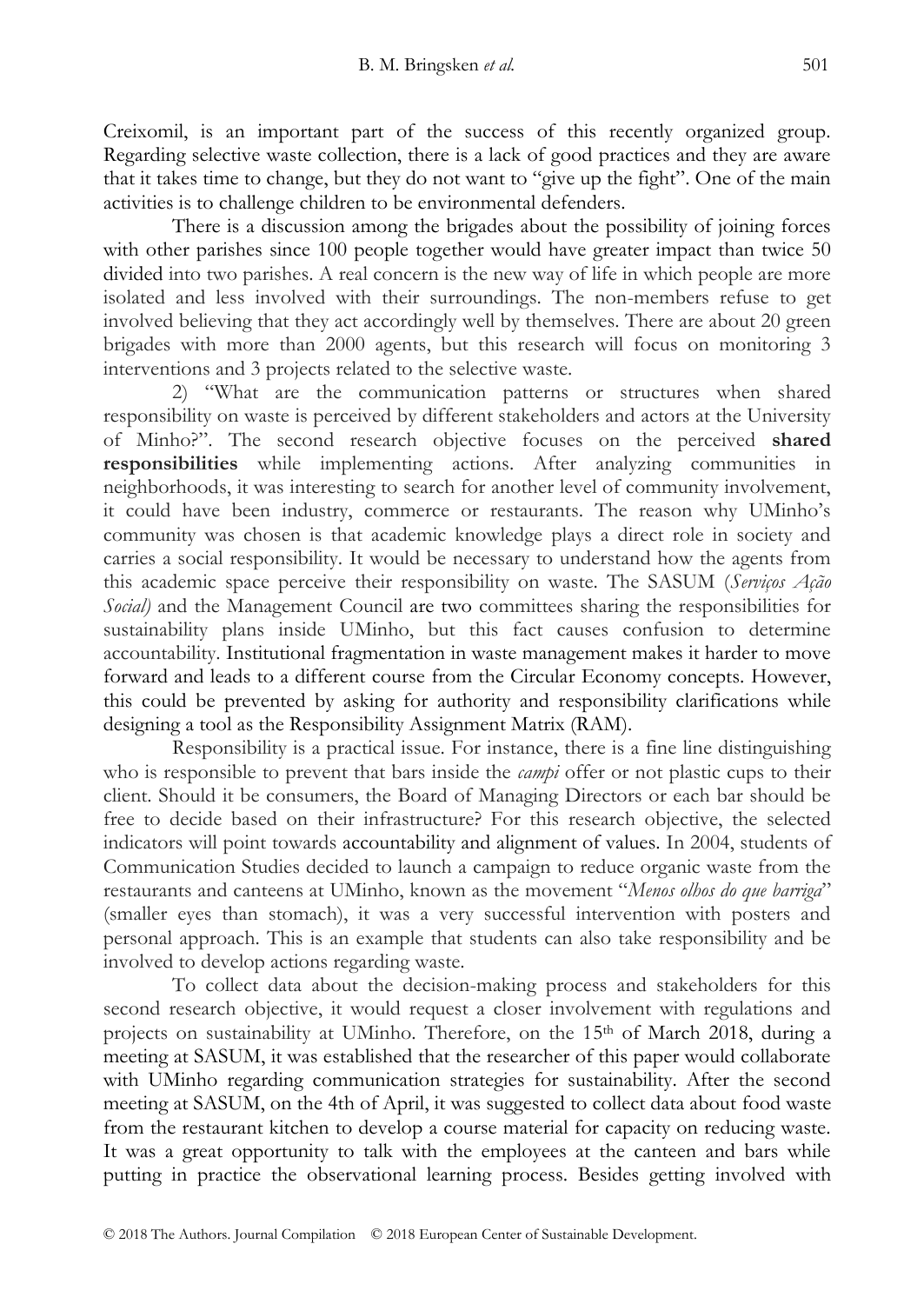Creixomil, is an important part of the success of this recently organized group. Regarding selective waste collection, there is a lack of good practices and they are aware that it takes time to change, but they do not want to "give up the fight". One of the main activities is to challenge children to be environmental defenders.

There is a discussion among the brigades about the possibility of joining forces with other parishes since 100 people together would have greater impact than twice 50 divided into two parishes. A real concern is the new way of life in which people are more isolated and less involved with their surroundings. The non-members refuse to get involved believing that they act accordingly well by themselves. There are about 20 green brigades with more than 2000 agents, but this research will focus on monitoring 3 interventions and 3 projects related to the selective waste.

2) "What are the communication patterns or structures when shared responsibility on waste is perceived by different stakeholders and actors at the University of Minho?". The second research objective focuses on the perceived **shared responsibilities** while implementing actions. After analyzing communities in neighborhoods, it was interesting to search for another level of community involvement, it could have been industry, commerce or restaurants. The reason why UMinho's community was chosen is that academic knowledge plays a direct role in society and carries a social responsibility. It would be necessary to understand how the agents from this academic space perceive their responsibility on waste. The SASUM (*Serviços Ação Social)* and the Management Council are two committees sharing the responsibilities for sustainability plans inside UMinho, but this fact causes confusion to determine accountability. Institutional fragmentation in waste management makes it harder to move forward and leads to a different course from the Circular Economy concepts. However, this could be prevented by asking for authority and responsibility clarifications while designing a tool as the Responsibility Assignment Matrix (RAM).

Responsibility is a practical issue. For instance, there is a fine line distinguishing who is responsible to prevent that bars inside the *campi* offer or not plastic cups to their client. Should it be consumers, the Board of Managing Directors or each bar should be free to decide based on their infrastructure? For this research objective, the selected indicators will point towards accountability and alignment of values. In 2004, students of Communication Studies decided to launch a campaign to reduce organic waste from the restaurants and canteens at UMinho, known as the movement "*Menos olhos do que barriga*" (smaller eyes than stomach), it was a very successful intervention with posters and personal approach. This is an example that students can also take responsibility and be involved to develop actions regarding waste.

To collect data about the decision-making process and stakeholders for this second research objective, it would request a closer involvement with regulations and projects on sustainability at UMinho. Therefore, on the 15th of March 2018, during a meeting at SASUM, it was established that the researcher of this paper would collaborate with UMinho regarding communication strategies for sustainability. After the second meeting at SASUM, on the 4th of April, it was suggested to collect data about food waste from the restaurant kitchen to develop a course material for capacity on reducing waste. It was a great opportunity to talk with the employees at the canteen and bars while putting in practice the observational learning process. Besides getting involved with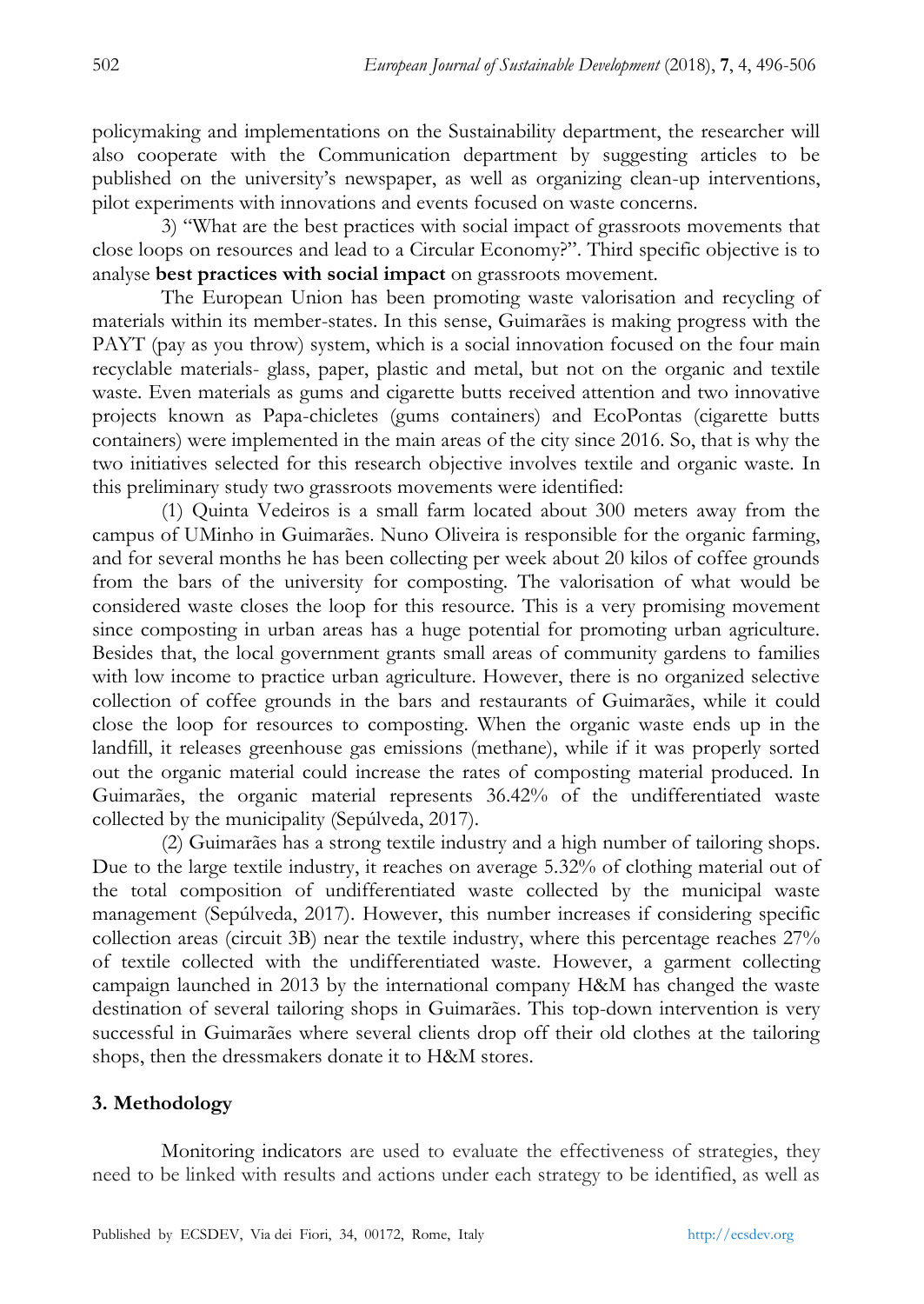policymaking and implementations on the Sustainability department, the researcher will also cooperate with the Communication department by suggesting articles to be published on the university's newspaper, as well as organizing clean-up interventions, pilot experiments with innovations and events focused on waste concerns.

3) "What are the best practices with social impact of grassroots movements that close loops on resources and lead to a Circular Economy?". Third specific objective is to analyse **best practices with social impact** on grassroots movement.

The European Union has been promoting waste valorisation and recycling of materials within its member-states. In this sense, Guimarães is making progress with the PAYT (pay as you throw) system, which is a social innovation focused on the four main recyclable materials- glass, paper, plastic and metal, but not on the organic and textile waste. Even materials as gums and cigarette butts received attention and two innovative projects known as Papa-chicletes (gums containers) and EcoPontas (cigarette butts containers) were implemented in the main areas of the city since 2016. So, that is why the two initiatives selected for this research objective involves textile and organic waste. In this preliminary study two grassroots movements were identified:

(1) Quinta Vedeiros is a small farm located about 300 meters away from the campus of UMinho in Guimarães. Nuno Oliveira is responsible for the organic farming, and for several months he has been collecting per week about 20 kilos of coffee grounds from the bars of the university for composting. The valorisation of what would be considered waste closes the loop for this resource. This is a very promising movement since composting in urban areas has a huge potential for promoting urban agriculture. Besides that, the local government grants small areas of community gardens to families with low income to practice urban agriculture. However, there is no organized selective collection of coffee grounds in the bars and restaurants of Guimarães, while it could close the loop for resources to composting. When the organic waste ends up in the landfill, it releases greenhouse gas emissions (methane), while if it was properly sorted out the organic material could increase the rates of composting material produced. In Guimarães, the organic material represents 36.42% of the undifferentiated waste collected by the municipality (Sepúlveda, 2017).

(2) Guimarães has a strong textile industry and a high number of tailoring shops. Due to the large textile industry, it reaches on average 5.32% of clothing material out of the total composition of undifferentiated waste collected by the municipal waste management (Sepúlveda, 2017). However, this number increases if considering specific collection areas (circuit 3B) near the textile industry, where this percentage reaches 27% of textile collected with the undifferentiated waste. However, a garment collecting campaign launched in 2013 by the international company H&M has changed the waste destination of several tailoring shops in Guimarães. This top-down intervention is very successful in Guimarães where several clients drop off their old clothes at the tailoring shops, then the dressmakers donate it to H&M stores.

## 3. Methodology

Monitoring indicators are used to evaluate the effectiveness of strategies, they need to be linked with results and actions under each strategy to be identified, as well as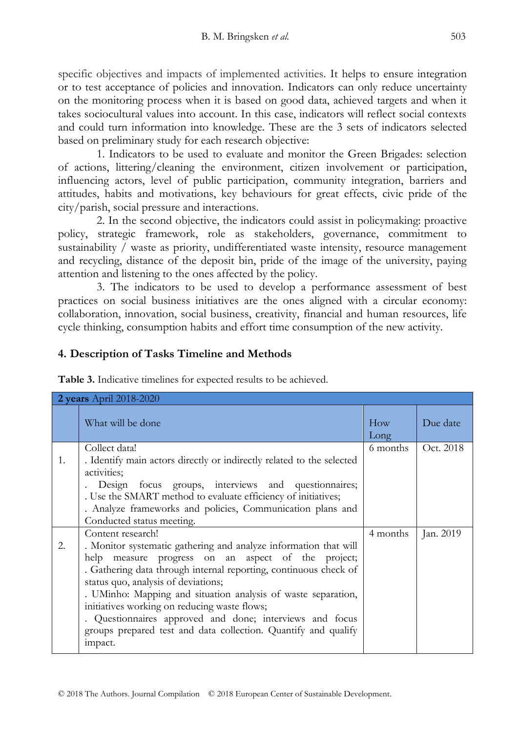specific objectives and impacts of implemented activities. It helps to ensure integration or to test acceptance of policies and innovation. Indicators can only reduce uncertainty on the monitoring process when it is based on good data, achieved targets and when it takes sociocultural values into account. In this case, indicators will reflect social contexts and could turn information into knowledge. These are the 3 sets of indicators selected based on preliminary study for each research objective:

1. Indicators to be used to evaluate and monitor the Green Brigades: selection of actions, littering/cleaning the environment, citizen involvement or participation, influencing actors, level of public participation, community integration, barriers and attitudes, habits and motivations, key behaviours for great effects, civic pride of the city/parish, social pressure and interactions.

2. In the second objective, the indicators could assist in policymaking: proactive policy, strategic framework, role as stakeholders, governance, commitment to sustainability / waste as priority, undifferentiated waste intensity, resource management and recycling, distance of the deposit bin, pride of the image of the university, paying attention and listening to the ones affected by the policy.

3. The indicators to be used to develop a performance assessment of best practices on social business initiatives are the ones aligned with a circular economy: collaboration, innovation, social business, creativity, financial and human resources, life cycle thinking, consumption habits and effort time consumption of the new activity.

## 4. Description of Tasks Timeline and Methods

**Table 3.** Indicative timelines for expected results to be achieved.

| **2 years** April 2018-2020 | | | |
|---|---|---|---|
| | What will be done | How Long | Due date |
| 1. | Collect data!<br>. Identify main actors directly or indirectly related to the selected activities;<br>. Design focus groups, interviews and questionnaires;<br>. Use the SMART method to evaluate efficiency of initiatives;<br>. Analyze frameworks and policies, Communication plans and Conducted status meeting. | 6 months | Oct. 2018 |
| 2. | Content research!<br>. Monitor systematic gathering and analyze information that will help measure progress on an aspect of the project;<br>. Gathering data through internal reporting, continuous check of status quo, analysis of deviations;<br>. UMinho: Mapping and situation analysis of waste separation, initiatives working on reducing waste flows;<br>. Questionnaires approved and done; interviews and focus groups prepared test and data collection. Quantify and qualify impact. | 4 months | Jan. 2019 |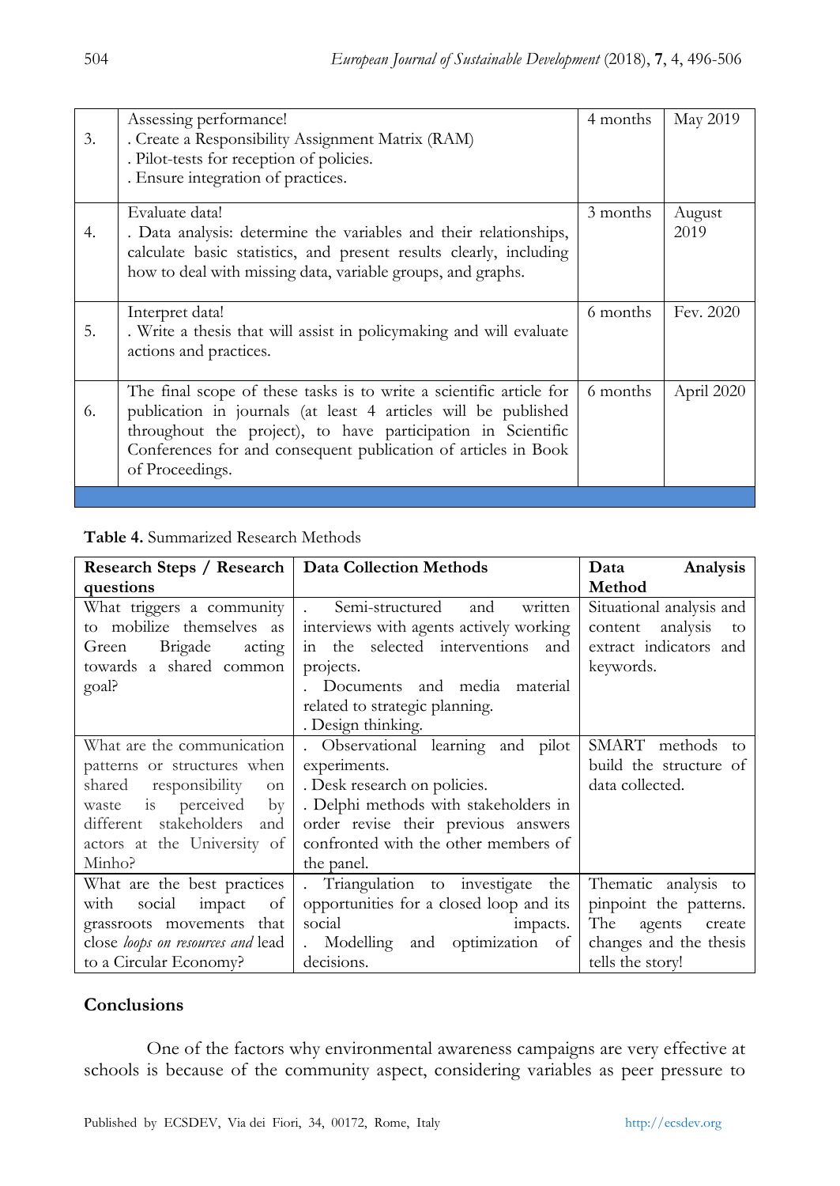| | | | |
|---|---|---|---|
| 3. | Assessing performance!<br>. Create a Responsibility Assignment Matrix (RAM)<br>. Pilot-tests for reception of policies.<br>. Ensure integration of practices. | 4 months | May 2019 |
| 4. | Evaluate data!<br>. Data analysis: determine the variables and their relationships, calculate basic statistics, and present results clearly, including how to deal with missing data, variable groups, and graphs. | 3 months | August 2019 |
| 5. | Interpret data!<br>. Write a thesis that will assist in policymaking and will evaluate actions and practices. | 6 months | Fev. 2020 |
| 6. | The final scope of these tasks is to write a scientific article for publication in journals (at least 4 articles will be published throughout the project), to have participation in Scientific Conferences for and consequent publication of articles in Book of Proceedings. | 6 months | April 2020 |

**Table 4.** Summarized Research Methods

| Research Steps / Research questions | Data Collection Methods | Data Analysis Method |
|---|---|---|
| What triggers a community to mobilize themselves as Green Brigade acting towards a shared common goal? | . Semi-structured and written interviews with agents actively working in the selected interventions and projects.<br>. Documents and media material related to strategic planning.<br>. Design thinking. | Situational analysis and content analysis to extract indicators and keywords. |
| What are the communication patterns or structures when shared responsibility on waste is perceived by different stakeholders and actors at the University of Minho? | . Observational learning and pilot experiments.<br>. Desk research on policies.<br>. Delphi methods with stakeholders in order revise their previous answers confronted with the other members of the panel. | SMART methods to build the structure of data collected. |
| What are the best practices with social impact of grassroots movements that close *loops on resources and* lead to a Circular Economy? | . Triangulation to investigate the opportunities for a closed loop and its social impacts.<br>. Modelling and optimization of decisions. | Thematic analysis to pinpoint the patterns. The agents create changes and the thesis tells the story! |

## Conclusions

One of the factors why environmental awareness campaigns are very effective at schools is because of the community aspect, considering variables as peer pressure to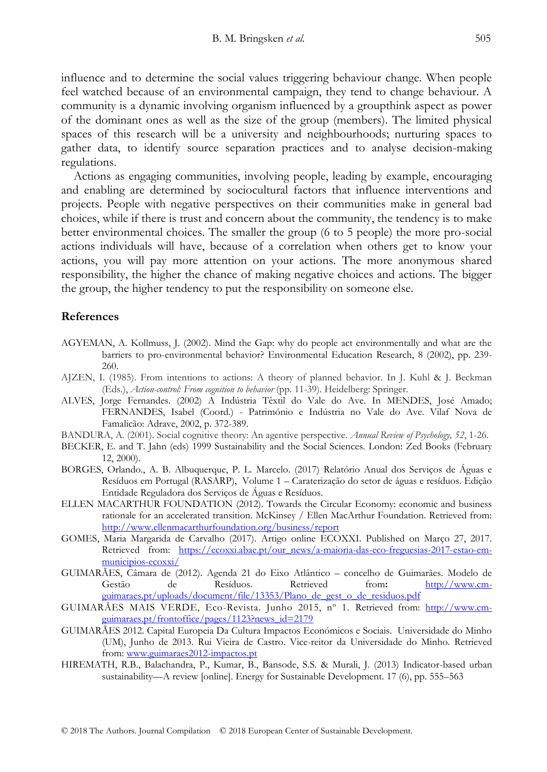influence and to determine the social values triggering behaviour change. When people feel watched because of an environmental campaign, they tend to change behaviour. A community is a dynamic involving organism influenced by a groupthink aspect as power of the dominant ones as well as the size of the group (members). The limited physical spaces of this research will be a university and neighbourhoods; nurturing spaces to gather data, to identify source separation practices and to analyse decision-making regulations.

Actions as engaging communities, involving people, leading by example, encouraging and enabling are determined by sociocultural factors that influence interventions and projects. People with negative perspectives on their communities make in general bad choices, while if there is trust and concern about the community, the tendency is to make better environmental choices. The smaller the group (6 to 5 people) the more pro-social actions individuals will have, because of a correlation when others get to know your actions, you will pay more attention on your actions. The more anonymous shared responsibility, the higher the chance of making negative choices and actions. The bigger the group, the higher tendency to put the responsibility on someone else.

## References

AGYEMAN, A. Kollmuss, J. (2002). Mind the Gap: why do people act environmentally and what are the barriers to pro-environmental behavior? Environmental Education Research, 8 (2002), pp. 239-260.

AJZEN, I. (1985). From intentions to actions: A theory of planned behavior. In J. Kuhl & J. Beckman (Eds.), *Action-control: From cognition to behavior* (pp. 11-39). Heidelberg: Springer.

ALVES, Jorge Fernandes. (2002) A Indústria Têxtil do Vale do Ave. In MENDES, José Amado; FERNANDES, Isabel (Coord.) - Património e Indústria no Vale do Ave. Vilaf Nova de Famalicão: Adrave, 2002, p. 372-389.

BANDURA, A. (2001). Social cognitive theory: An agentive perspective. *Annual Review of Psychology, 52*, 1-26.

BECKER, E. and T. Jahn (eds) 1999 Sustainability and the Social Sciences. London: Zed Books (February 12, 2000).

BORGES, Orlando., A. B. Albuquerque, P. L. Marcelo. (2017) Relatório Anual dos Serviços de Águas e Resíduos em Portugal (RASARP), Volume 1 – Caraterização do setor de águas e resíduos. Edição Entidade Reguladora dos Serviços de Águas e Resíduos.

ELLEN MACARTHUR FOUNDATION (2012). Towards the Circular Economy: economic and business rationale for an accelerated transition. McKinsey / Ellen MacArthur Foundation. Retrieved from: http://www.ellenmacarthurfoundation.org/business/report

GOMES, Maria Margarida de Carvalho (2017). Artigo online ECOXXI. Published on Março 27, 2017. Retrieved from: https://ecoxxi.abae.pt/our_news/a-maioria-das-eco-freguesias-2017-estao-em-municipios-ecoxxi/

GUIMARÃES, Câmara de (2012). Agenda 21 do Eixo Atlântico – concelho de Guimarães. Modelo de Gestão de Resíduos. Retrieved from: http://www.cm-guimaraes.pt/uploads/document/file/13353/Plano_de_gest_o_de_residuos.pdf

GUIMARÃES MAIS VERDE, Eco-Revista. Junho 2015, nº 1. Retrieved from: http://www.cm-guimaraes.pt/frontoffice/pages/1123?news_id=2179

GUIMARÃES 2012. Capital Europeia Da Cultura Impactos Económicos e Sociais. Universidade do Minho (UM), Junho de 2013. Rui Vieira de Castro. Vice-reitor da Universidade do Minho. Retrieved from: www.guimaraes2012-impactos.pt

HIREMATH, R.B., Balachandra, P., Kumar, B., Bansode, S.S. & Murali, J. (2013) Indicator-based urban sustainability—A review [online]. Energy for Sustainable Development. 17 (6), pp. 555–563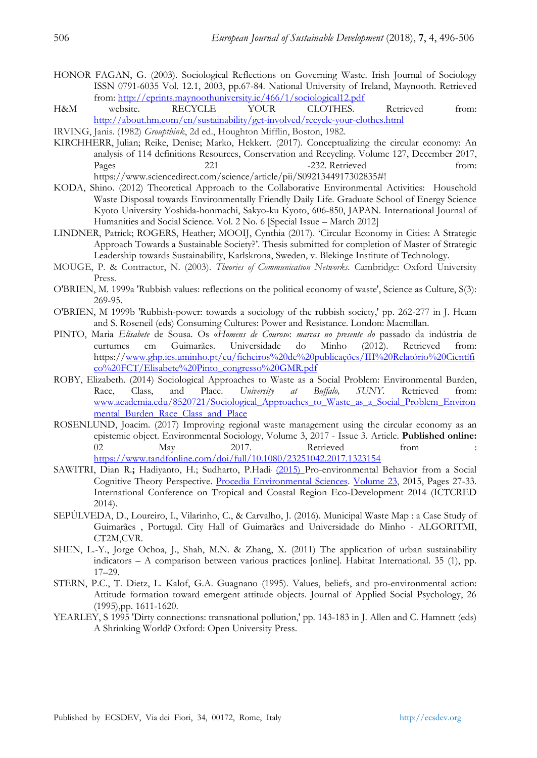HONOR FAGAN, G. (2003). Sociological Reflections on Governing Waste. Irish Journal of Sociology ISSN 0791-6035 Vol. 12.1, 2003, pp.67-84. National University of Ireland, Maynooth. Retrieved from: http://eprints.maynoothuniversity.ie/466/1/sociological12.pdf

H&M website. RECYCLE YOUR CLOTHES. Retrieved from: http://about.hm.com/en/sustainability/get-involved/recycle-your-clothes.html

IRVING, Janis. (1982) *Groupthink*, 2d ed., Houghton Mifflin, Boston, 1982.

KIRCHHERR, Julian; Reike, Denise; Marko, Hekkert. (2017). Conceptualizing the circular economy: An analysis of 114 definitions Resources, Conservation and Recycling. Volume 127, December 2017, Pages 221 -232. Retrieved from: https://www.sciencedirect.com/science/article/pii/S0921344917302835#!

KODA, Shino. (2012) Theoretical Approach to the Collaborative Environmental Activities: Household Waste Disposal towards Environmentally Friendly Daily Life. Graduate School of Energy Science Kyoto University Yoshida-honmachi, Sakyo-ku Kyoto, 606-850, JAPAN. International Journal of Humanities and Social Science. Vol. 2 No. 6 [Special Issue – March 2012]

LINDNER, Patrick; ROGERS, Heather; MOOIJ, Cynthia (2017). 'Circular Economy in Cities: A Strategic Approach Towards a Sustainable Society?'. Thesis submitted for completion of Master of Strategic Leadership towards Sustainability, Karlskrona, Sweden, v. Blekinge Institute of Technology.

MOUGE, P. & Contractor, N. (2003). *Theories of Communication Networks.* Cambridge: Oxford University Press.

O'BRIEN, M. 1999a 'Rubbish values: reflections on the political economy of waste', Science as Culture, S(3): 269-95.

O'BRIEN, M 1999b 'Rubbish-power: towards a sociology of the rubbish society,' pp. 262-277 in J. Heam and S. Roseneil (eds) Consuming Cultures: Power and Resistance. London: Macmillan.

PINTO, Maria *Elisabete* de Sousa. Os «*Homens de Couros*»: *marcas no presente do* passado da indústria de curtumes em Guimarães. Universidade do Minho (2012). Retrieved from: https://www.ghp.ics.uminho.pt/eu/ficheiros%20de%20publicações/III%20Relatório%20Científico%20FCT/Elisabete%20Pinto_congresso%20GMR.pdf

ROBY, Elizabeth. (2014) Sociological Approaches to Waste as a Social Problem: Environmental Burden, Race, Class, and Place. *University at Buffalo, SUNY.* Retrieved from: www.academia.edu/8520721/Sociological_Approaches_to_Waste_as_a_Social_Problem_Environmental_Burden_Race_Class_and_Place

ROSENLUND, Joacim. (2017) Improving regional waste management using the circular economy as an epistemic object. Environmental Sociology, Volume 3, 2017 - Issue 3. Article. **Published online:** 02 May 2017. Retrieved from : https://www.tandfonline.com/doi/full/10.1080/23251042.2017.1323154

SAWITRI, Dian R.**;** Hadiyanto, H.; Sudharto, P.Hadi. (2015) Pro-environmental Behavior from a Social Cognitive Theory Perspective. Procedia Environmental Sciences. Volume 23, 2015, Pages 27-33. International Conference on Tropical and Coastal Region Eco-Development 2014 (ICTCRED 2014).

SEPÚLVEDA, D., Loureiro, I., Vilarinho, C., & Carvalho, J. (2016). Municipal Waste Map : a Case Study of Guimarães , Portugal. City Hall of Guimarães and Universidade do Minho - ALGORITMI, CT2M,CVR.

SHEN, L.-Y., Jorge Ochoa, J., Shah, M.N. & Zhang, X. (2011) The application of urban sustainability indicators – A comparison between various practices [online]. Habitat International. 35 (1), pp. 17–29.

STERN, P.C., T. Dietz, L. Kalof, G.A. Guagnano (1995). Values, beliefs, and pro-environmental action: Attitude formation toward emergent attitude objects. Journal of Applied Social Psychology, 26 (1995),pp. 1611-1620.

YEARLEY, S 1995 'Dirty connections: transnational pollution,' pp. 143-183 in J. Allen and C. Hamnett (eds) A Shrinking World? Oxford: Open University Press.